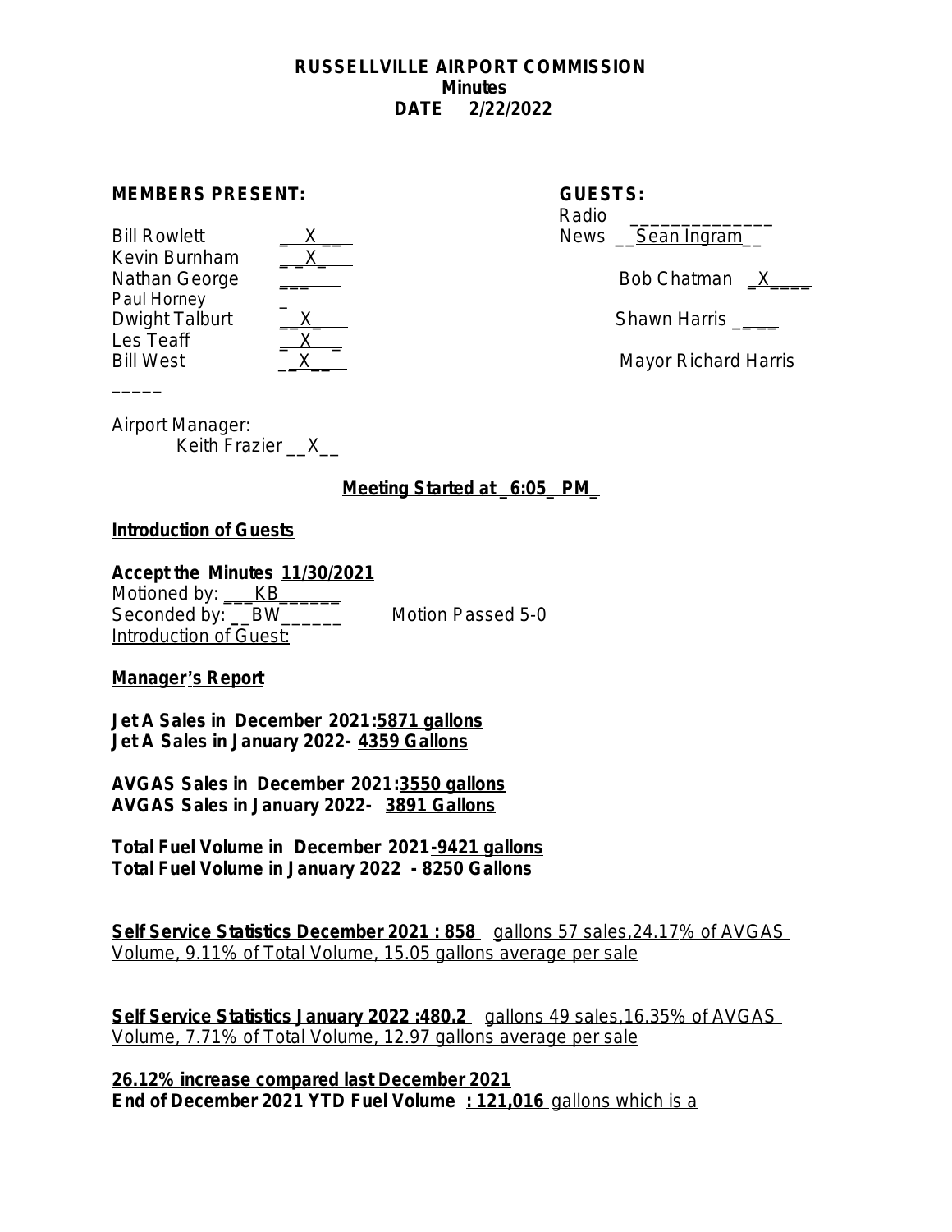**RUSSELLVILLE AIRPORT COMMISSION**
**Minutes**
**DATE 2/22/2022**

**MEMBERS PRESENT:**

| Member | Present |
|---|---|
| Bill Rowlett | X |
| Kevin Burnham | X |
| Nathan George | |
| Paul Horney | |
| Dwight Talburt | X |
| Les Teaff | X |
| Bill West | X |

Airport Manager:
Keith Frazier __X__

**GUESTS:**

Radio ______________
News __Sean Ingram__

Bob Chatman _X____

Shawn Harris ____

Mayor Richard Harris

**Meeting Started at _6:05_ PM_**

**Introduction of Guests**

**Accept the Minutes 11/30/2021**
Motioned by: ___KB______
Seconded by: __BW______ Motion Passed 5-0
Introduction of Guest:

**Manager's Report**

**Jet A Sales in December 2021:5871 gallons**
**Jet A Sales in January 2022- 4359 Gallons**

**AVGAS Sales in December 2021:3550 gallons**
**AVGAS Sales in January 2022- 3891 Gallons**

**Total Fuel Volume in December 2021-9421 gallons**
**Total Fuel Volume in January 2022 - 8250 Gallons**

**Self Service Statistics December 2021 : 858** gallons 57 sales,24.17% of AVGAS Volume, 9.11% of Total Volume, 15.05 gallons average per sale

**Self Service Statistics January 2022 :480.2** gallons 49 sales,16.35% of AVGAS Volume, 7.71% of Total Volume, 12.97 gallons average per sale

**26.12% increase compared last December 2021**
**End of December 2021 YTD Fuel Volume : 121,016** gallons which is a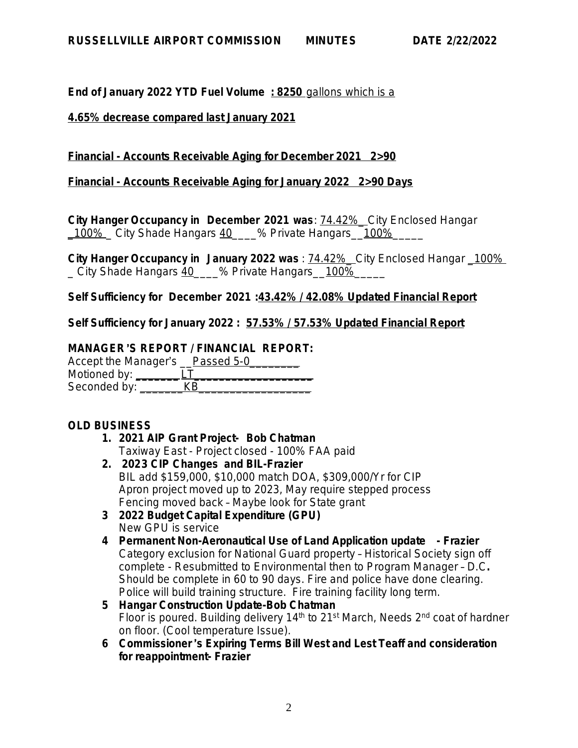**End of January 2022 YTD Fuel Volume : 8250** gallons which is a

**4.65% decrease compared last January 2021**

**Financial - Accounts Receivable Aging for December 2021 2>90**

**Financial - Accounts Receivable Aging for January 2022 2>90 Days**

**City Hanger Occupancy in December 2021 was**: 74.42%_ City Enclosed Hangar _100%_ City Shade Hangars 40____% Private Hangars__100%_____

**City Hanger Occupancy in January 2022 was** : 74.42%_ City Enclosed Hangar _100% _ City Shade Hangars 40____% Private Hangars__100%_____

**Self Sufficiency for December 2021 :43.42% / 42.08% Updated Financial Report**

**Self Sufficiency for January 2022 : 57.53% / 57.53% Updated Financial Report**

**MANAGER'S REPORT / FINANCIAL REPORT:**

Accept the Manager's __Passed 5-0________
Motioned by: _______LT___________________
Seconded by: _______KB__________________

**OLD BUSINESS**

1. **2021 AIP Grant Project- Bob Chatman**
   Taxiway East - Project closed - 100% FAA paid
2. **2023 CIP Changes and BIL-Frazier**
   BIL add $159,000, $10,000 match DOA, $309,000/Yr for CIP
   Apron project moved up to 2023, May require stepped process
   Fencing moved back – Maybe look for State grant
3. **2022 Budget Capital Expenditure (GPU)**
   New GPU is service
4. **Permanent Non-Aeronautical Use of Land Application update - Frazier**
   Category exclusion for National Guard property – Historical Society sign off complete - Resubmitted to Environmental then to Program Manager – D.C**.** Should be complete in 60 to 90 days. Fire and police have done clearing. Police will build training structure. Fire training facility long term.
5. **Hangar Construction Update-Bob Chatman**
   Floor is poured. Building delivery 14th to 21st March, Needs 2nd coat of hardner on floor. (Cool temperature Issue).
6. **Commissioner's Expiring Terms Bill West and Lest Teaff and consideration for reappointment- Frazier**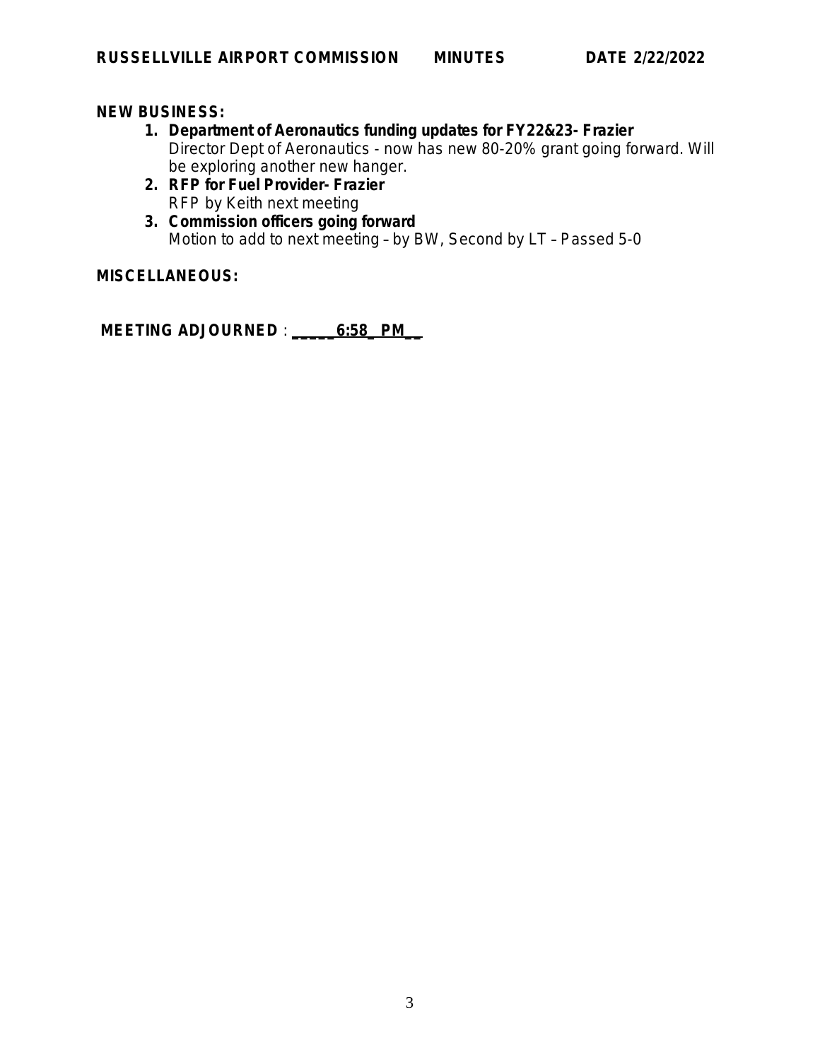**NEW BUSINESS:**

1. **Department of Aeronautics funding updates for FY22&23- Frazier**
   Director Dept of Aeronautics - now has new 80-20% grant going forward. Will be exploring another new hanger.
2. **RFP for Fuel Provider- Frazier**
   RFP by Keith next meeting
3. **Commission officers going forward**
   Motion to add to next meeting – by BW, Second by LT – Passed 5-0

**MISCELLANEOUS:**

**MEETING ADJOURNED** : **_____6:58_ PM__**